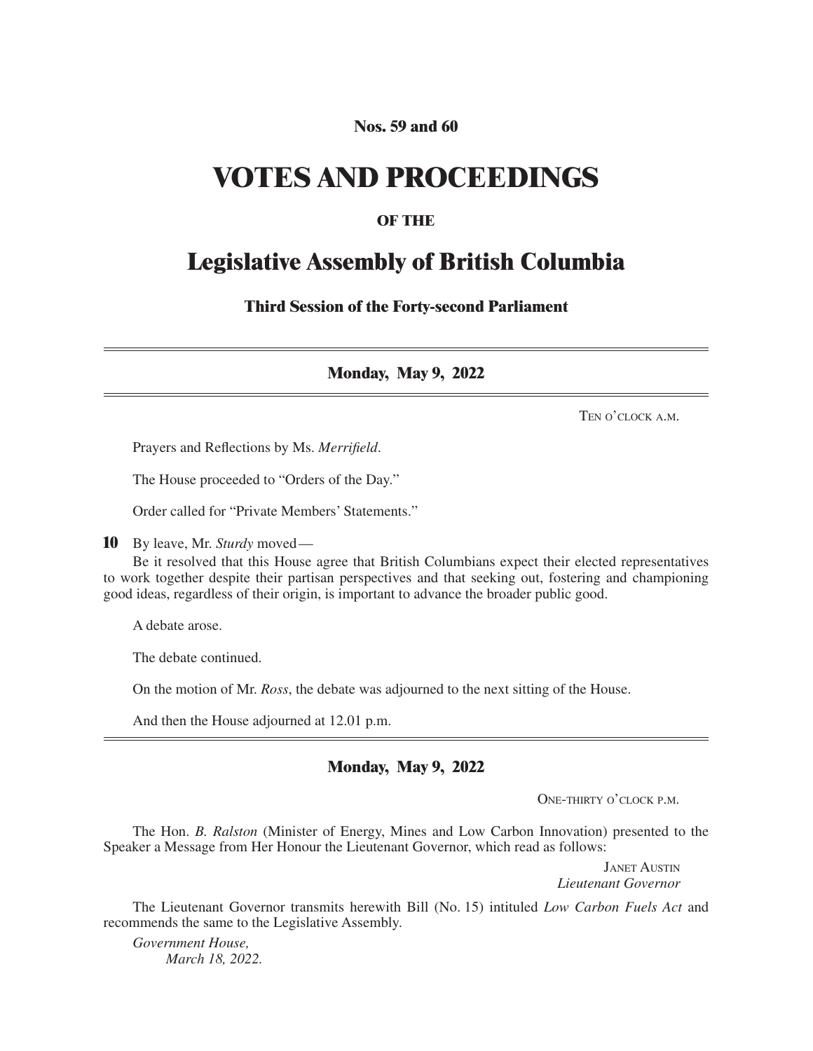**Nos. 59 and 60**

# VOTES AND PROCEEDINGS

**OF THE**

# Legislative Assembly of British Columbia

**Third Session of the Forty-second Parliament**

---

## Monday, May 9, 2022

TEN O'CLOCK A.M.

Prayers and Reflections by Ms. *Merrifield*.

The House proceeded to "Orders of the Day."

Order called for "Private Members' Statements."

**10** By leave, Mr. *Sturdy* moved—

Be it resolved that this House agree that British Columbians expect their elected representatives to work together despite their partisan perspectives and that seeking out, fostering and championing good ideas, regardless of their origin, is important to advance the broader public good.

A debate arose.

The debate continued.

On the motion of Mr. *Ross*, the debate was adjourned to the next sitting of the House.

And then the House adjourned at 12.01 p.m.

---

## Monday, May 9, 2022

ONE-THIRTY O'CLOCK P.M.

The Hon. *B. Ralston* (Minister of Energy, Mines and Low Carbon Innovation) presented to the Speaker a Message from Her Honour the Lieutenant Governor, which read as follows:

JANET AUSTIN
*Lieutenant Governor*

The Lieutenant Governor transmits herewith Bill (No. 15) intituled *Low Carbon Fuels Act* and recommends the same to the Legislative Assembly.

*Government House,*
*March 18, 2022.*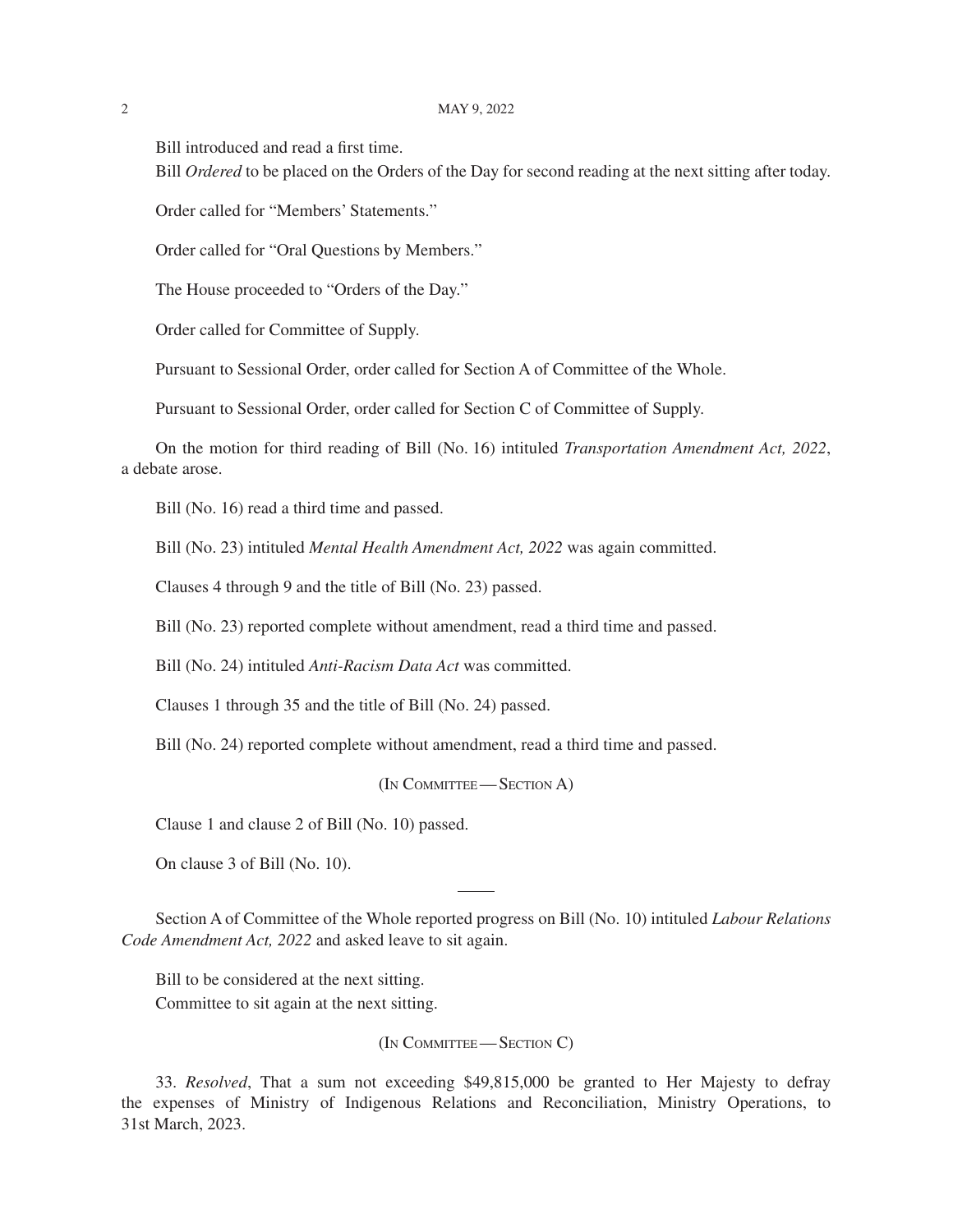Bill introduced and read a first time.

Bill *Ordered* to be placed on the Orders of the Day for second reading at the next sitting after today.

Order called for "Members' Statements."

Order called for "Oral Questions by Members."

The House proceeded to "Orders of the Day."

Order called for Committee of Supply.

Pursuant to Sessional Order, order called for Section A of Committee of the Whole.

Pursuant to Sessional Order, order called for Section C of Committee of Supply.

On the motion for third reading of Bill (No. 16) intituled *Transportation Amendment Act, 2022*, a debate arose.

Bill (No. 16) read a third time and passed.

Bill (No. 23) intituled *Mental Health Amendment Act, 2022* was again committed.

Clauses 4 through 9 and the title of Bill (No. 23) passed.

Bill (No. 23) reported complete without amendment, read a third time and passed.

Bill (No. 24) intituled *Anti-Racism Data Act* was committed.

Clauses 1 through 35 and the title of Bill (No. 24) passed.

Bill (No. 24) reported complete without amendment, read a third time and passed.

(In Committee — Section A)

Clause 1 and clause 2 of Bill (No. 10) passed.

On clause 3 of Bill (No. 10).

---

Section A of Committee of the Whole reported progress on Bill (No. 10) intituled *Labour Relations Code Amendment Act, 2022* and asked leave to sit again.

Bill to be considered at the next sitting.

Committee to sit again at the next sitting.

(In Committee — Section C)

33. *Resolved*, That a sum not exceeding $49,815,000 be granted to Her Majesty to defray the expenses of Ministry of Indigenous Relations and Reconciliation, Ministry Operations, to 31st March, 2023.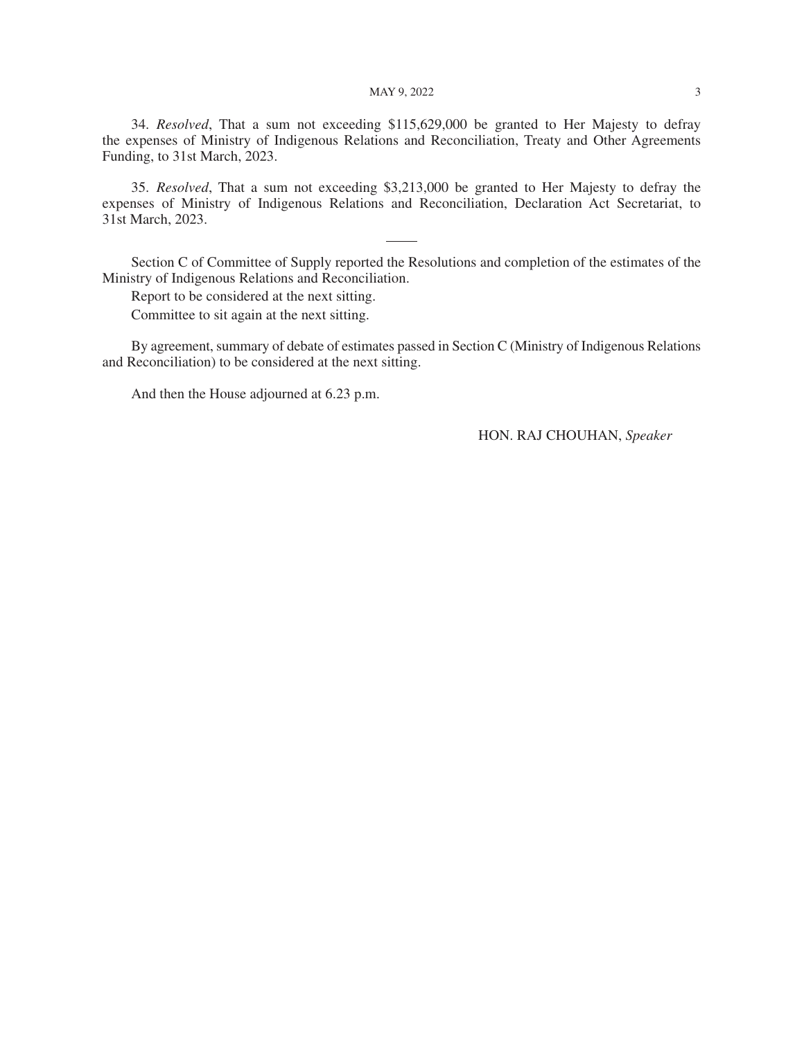34. *Resolved*, That a sum not exceeding $115,629,000 be granted to Her Majesty to defray the expenses of Ministry of Indigenous Relations and Reconciliation, Treaty and Other Agreements Funding, to 31st March, 2023.

35. *Resolved*, That a sum not exceeding $3,213,000 be granted to Her Majesty to defray the expenses of Ministry of Indigenous Relations and Reconciliation, Declaration Act Secretariat, to 31st March, 2023.

---

Section C of Committee of Supply reported the Resolutions and completion of the estimates of the Ministry of Indigenous Relations and Reconciliation.

Report to be considered at the next sitting.

Committee to sit again at the next sitting.

By agreement, summary of debate of estimates passed in Section C (Ministry of Indigenous Relations and Reconciliation) to be considered at the next sitting.

And then the House adjourned at 6.23 p.m.

HON. RAJ CHOUHAN, *Speaker*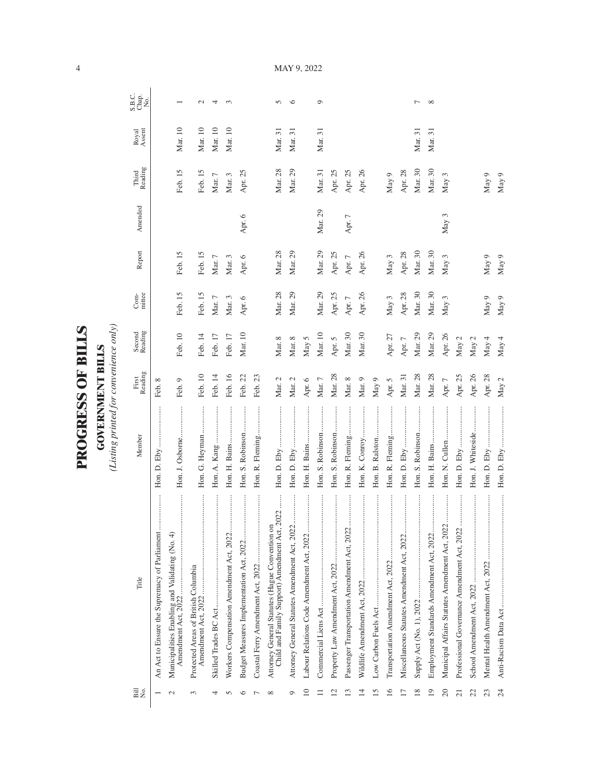# PROGRESS OF BILLS

## GOVERNMENT BILLS

*(Listing printed for convenience only)*

| Bill No. | Title | Member | First Reading | Second Reading | Committee | Report | Amended | Third Reading | Royal Assent | S.B.C. Chap. No. |
|---|---|---|---|---|---|---|---|---|---|---|
| 1 | An Act to Ensure the Supremacy of Parliament | Hon. D. Eby | Feb. 8 | | | | | | | |
| 2 | Municipalities Enabling and Validating (No. 4) Amendment Act, 2022 | Hon. J. Osborne | Feb. 9 | Feb. 10 | Feb. 15 | Feb. 15 | | Feb. 15 | Mar. 10 | 1 |
| 3 | Protected Areas of British Columbia Amendment Act, 2022 | Hon. G. Heyman | Feb. 10 | Feb. 14 | Feb. 15 | Feb. 15 | | Feb. 15 | Mar. 10 | 2 |
| 4 | Skilled Trades BC Act | Hon. A. Kang | Feb. 14 | Feb. 17 | Mar. 7 | Mar. 7 | | Mar. 7 | Mar. 10 | 4 |
| 5 | Workers Compensation Amendment Act, 2022 | Hon. H. Bains | Feb. 16 | Feb. 17 | Mar. 3 | Mar. 3 | | Mar. 3 | Mar. 10 | 3 |
| 6 | Budget Measures Implementation Act, 2022 | Hon. S. Robinson | Feb. 22 | Mar. 10 | Apr. 6 | Apr. 6 | Apr. 6 | Apr. 25 | | |
| 7 | Coastal Ferry Amendment Act, 2022 | Hon. R. Fleming | Feb. 23 | | | | | | | |
| 8 | Attorney General Statutes (Hague Convention on Child and Family Support) Amendment Act, 2022 | Hon. D. Eby | Mar. 2 | Mar. 8 | Mar. 28 | Mar. 28 | | Mar. 28 | Mar. 31 | 5 |
| 9 | Attorney General Statutes Amendment Act, 2022 | Hon. D. Eby | Mar. 2 | Mar. 8 | Mar. 29 | Mar. 29 | | Mar. 29 | Mar. 31 | 6 |
| 10 | Labour Relations Code Amendment Act, 2022 | Hon. H. Bains | Apr. 6 | May 5 | | | | | | |
| 11 | Commercial Liens Act | Hon. S. Robinson | Mar. 7 | Mar. 10 | Mar. 29 | Mar. 29 | Mar. 29 | Mar. 31 | Mar. 31 | 9 |
| 12 | Property Law Amendment Act, 2022 | Hon. S. Robinson | Mar. 28 | Apr. 5 | Apr. 25 | Apr. 25 | | Apr. 25 | | |
| 13 | Passenger Transportation Amendment Act, 2022 | Hon. R. Fleming | Mar. 8 | Mar. 30 | Apr. 7 | Apr. 7 | Apr. 7 | Apr. 25 | | |
| 14 | Wildlife Amendment Act, 2022 | Hon. K. Conroy | Mar. 9 | Mar. 30 | Apr. 26 | Apr. 26 | | Apr. 26 | | |
| 15 | Low Carbon Fuels Act | Hon. B. Ralston | May 9 | | | | | | | |
| 16 | Transportation Amendment Act, 2022 | Hon. R. Fleming | Apr. 5 | Apr. 27 | May 3 | May 3 | | May 9 | | |
| 17 | Miscellaneous Statutes Amendment Act, 2022 | Hon. D. Eby | Mar. 31 | Apr. 7 | Apr. 28 | Apr. 28 | | Apr. 28 | | |
| 18 | Supply Act (No. 1), 2022 | Hon. S. Robinson | Mar. 28 | Mar. 29 | Mar. 30 | Mar. 30 | | Mar. 30 | Mar. 31 | 7 |
| 19 | Employment Standards Amendment Act, 2022 | Hon. H. Bains | Mar. 28 | Mar. 29 | Mar. 30 | Mar. 30 | | Mar. 30 | Mar. 31 | 8 |
| 20 | Municipal Affairs Statutes Amendment Act, 2022 | Hon. N. Cullen | Apr. 7 | Apr. 26 | May 3 | May 3 | May 3 | May 3 | | |
| 21 | Professional Governance Amendment Act, 2022 | Hon. D. Eby | Apr. 25 | May 2 | | | | | | |
| 22 | School Amendment Act, 2022 | Hon. J. Whiteside | Apr. 26 | May 2 | | | | | | |
| 23 | Mental Health Amendment Act, 2022 | Hon. D. Eby | Apr. 28 | May 4 | May 9 | May 9 | | May 9 | | |
| 24 | Anti-Racism Data Act | Hon. D. Eby | May 2 | May 4 | May 9 | May 9 | | May 9 | | |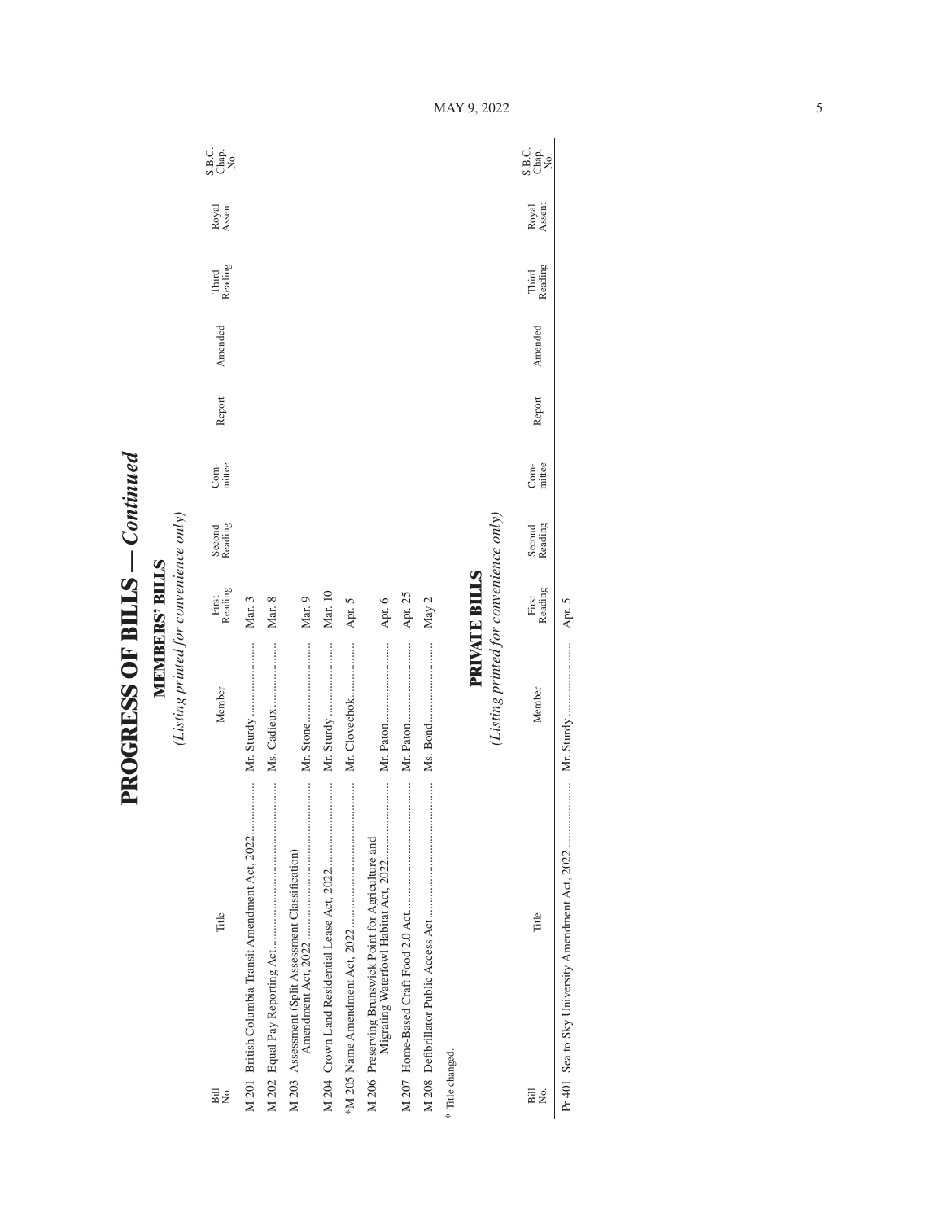# PROGRESS OF BILLS — *Continued*

## MEMBERS' BILLS

*(Listing printed for convenience only)*

| Bill No. | Title | Member | First Reading | Second Reading | Com-mittee | Report | Amended | Third Reading | Royal Assent | S.B.C. Chap. No. |
|---|---|---|---|---|---|---|---|---|---|---|
| M 201 | British Columbia Transit Amendment Act, 2022 | Mr. Sturdy | Mar. 3 | | | | | | | |
| M 202 | Equal Pay Reporting Act | Ms. Cadieux | Mar. 8 | | | | | | | |
| M 203 | Assessment (Split Assessment Classification) Amendment Act, 2022 | Mr. Stone | Mar. 9 | | | | | | | |
| M 204 | Crown Land Residential Lease Act, 2022 | Mr. Sturdy | Mar. 10 | | | | | | | |
| *M 205 | Name Amendment Act, 2022 | Mr. Clovechok | Apr. 5 | | | | | | | |
| M 206 | Preserving Brunswick Point for Agriculture and Migrating Waterfowl Habitat Act, 2022 | Mr. Paton | Apr. 6 | | | | | | | |
| M 207 | Home-Based Craft Food 2.0 Act | Mr. Paton | Apr. 25 | | | | | | | |
| M 208 | Defibrillator Public Access Act | Ms. Bond | May 2 | | | | | | | |

* Title changed.

## PRIVATE BILLS

*(Listing printed for convenience only)*

| Bill No. | Title | Member | First Reading | Second Reading | Com-mittee | Report | Amended | Third Reading | Royal Assent | S.B.C. Chap. No. |
|---|---|---|---|---|---|---|---|---|---|---|
| Pr 401 | Sea to Sky University Amendment Act, 2022 | Mr. Sturdy | Apr. 5 | | | | | | | |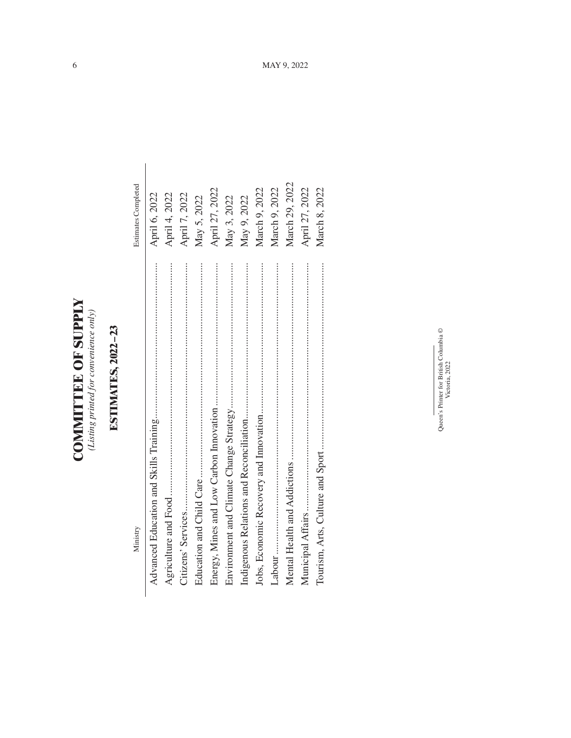# COMMITTEE OF SUPPLY

*(Listing printed for convenience only)*

## ESTIMATES, 2022–23

| Ministry | Estimates Completed |
|---|---|
| Advanced Education and Skills Training | April 6, 2022 |
| Agriculture and Food | April 4, 2022 |
| Citizens' Services | April 7, 2022 |
| Education and Child Care | May 5, 2022 |
| Energy, Mines and Low Carbon Innovation | April 27, 2022 |
| Environment and Climate Change Strategy | May 3, 2022 |
| Indigenous Relations and Reconciliation | May 9, 2022 |
| Jobs, Economic Recovery and Innovation | March 9, 2022 |
| Labour | March 9, 2022 |
| Mental Health and Addictions | March 29, 2022 |
| Municipal Affairs | April 27, 2022 |
| Tourism, Arts, Culture and Sport | March 8, 2022 |

Queen's Printer for British Columbia ©
Victoria, 2022